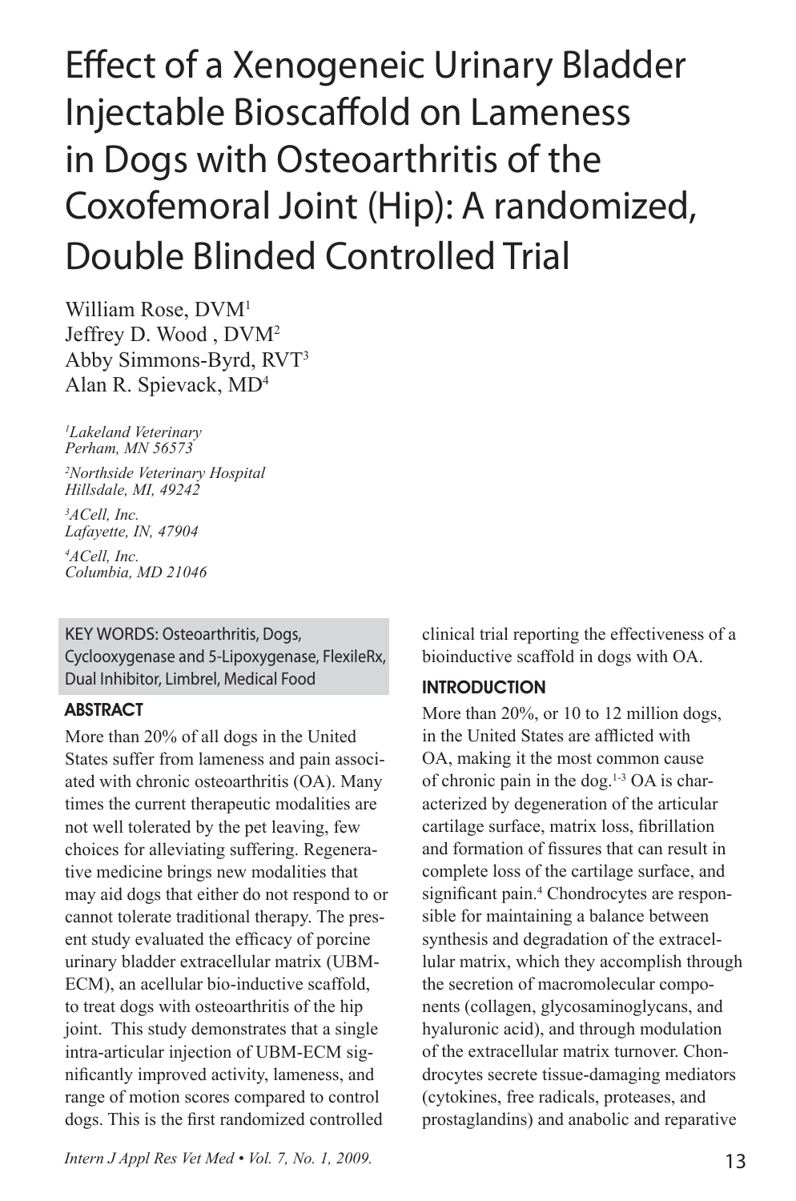# Effect of a Xenogeneic Urinary Bladder Injectable Bioscaffold on Lameness in Dogs with Osteoarthritis of the Coxofemoral Joint (Hip): A randomized, Double Blinded Controlled Trial

William Rose, DVM[1]
Jeffrey D. Wood , DVM[2]
Abby Simmons-Byrd, RVT[3]
Alan R. Spievack, MD[4]

*[1]Lakeland Veterinary*
*Perham, MN 56573*

*[2]Northside Veterinary Hospital*
*Hillsdale, MI, 49242*

*[3]ACell, Inc.*
*Lafayette, IN, 47904*

*[4]ACell, Inc.*
*Columbia, MD 21046*

KEY WORDS: Osteoarthritis, Dogs, Cyclooxygenase and 5-Lipoxygenase, FlexileRx, Dual Inhibitor, Limbrel, Medical Food

## ABSTRACT

More than 20% of all dogs in the United States suffer from lameness and pain associated with chronic osteoarthritis (OA). Many times the current therapeutic modalities are not well tolerated by the pet leaving, few choices for alleviating suffering. Regenerative medicine brings new modalities that may aid dogs that either do not respond to or cannot tolerate traditional therapy. The present study evaluated the efficacy of porcine urinary bladder extracellular matrix (UBM-ECM), an acellular bio-inductive scaffold, to treat dogs with osteoarthritis of the hip joint. This study demonstrates that a single intra-articular injection of UBM-ECM significantly improved activity, lameness, and range of motion scores compared to control dogs. This is the first randomized controlled clinical trial reporting the effectiveness of a bioinductive scaffold in dogs with OA.

## INTRODUCTION

More than 20%, or 10 to 12 million dogs, in the United States are afflicted with OA, making it the most common cause of chronic pain in the dog.[1-3] OA is characterized by degeneration of the articular cartilage surface, matrix loss, fibrillation and formation of fissures that can result in complete loss of the cartilage surface, and significant pain.[4] Chondrocytes are responsible for maintaining a balance between synthesis and degradation of the extracellular matrix, which they accomplish through the secretion of macromolecular components (collagen, glycosaminoglycans, and hyaluronic acid), and through modulation of the extracellular matrix turnover. Chondrocytes secrete tissue-damaging mediators (cytokines, free radicals, proteases, and prostaglandins) and anabolic and reparative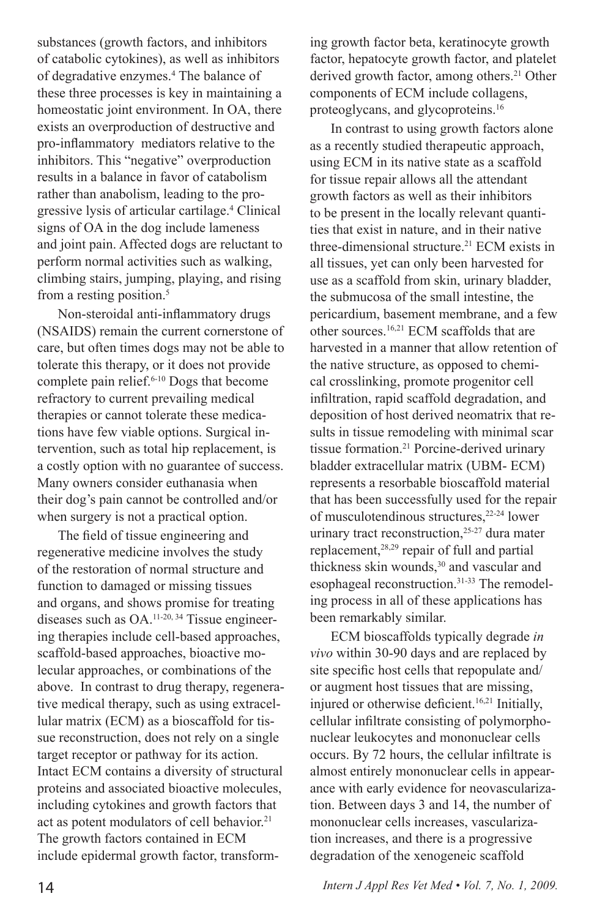substances (growth factors, and inhibitors of catabolic cytokines), as well as inhibitors of degradative enzymes.[4] The balance of these three processes is key in maintaining a homeostatic joint environment. In OA, there exists an overproduction of destructive and pro-inflammatory mediators relative to the inhibitors. This "negative" overproduction results in a balance in favor of catabolism rather than anabolism, leading to the progressive lysis of articular cartilage.[4] Clinical signs of OA in the dog include lameness and joint pain. Affected dogs are reluctant to perform normal activities such as walking, climbing stairs, jumping, playing, and rising from a resting position.[5]

Non-steroidal anti-inflammatory drugs (NSAIDS) remain the current cornerstone of care, but often times dogs may not be able to tolerate this therapy, or it does not provide complete pain relief.[6-10] Dogs that become refractory to current prevailing medical therapies or cannot tolerate these medications have few viable options. Surgical intervention, such as total hip replacement, is a costly option with no guarantee of success. Many owners consider euthanasia when their dog's pain cannot be controlled and/or when surgery is not a practical option.

The field of tissue engineering and regenerative medicine involves the study of the restoration of normal structure and function to damaged or missing tissues and organs, and shows promise for treating diseases such as OA.[11-20, 34] Tissue engineering therapies include cell-based approaches, scaffold-based approaches, bioactive molecular approaches, or combinations of the above. In contrast to drug therapy, regenerative medical therapy, such as using extracellular matrix (ECM) as a bioscaffold for tissue reconstruction, does not rely on a single target receptor or pathway for its action. Intact ECM contains a diversity of structural proteins and associated bioactive molecules, including cytokines and growth factors that act as potent modulators of cell behavior.[21] The growth factors contained in ECM include epidermal growth factor, transforming growth factor beta, keratinocyte growth factor, hepatocyte growth factor, and platelet derived growth factor, among others.[21] Other components of ECM include collagens, proteoglycans, and glycoproteins.[16]

In contrast to using growth factors alone as a recently studied therapeutic approach, using ECM in its native state as a scaffold for tissue repair allows all the attendant growth factors as well as their inhibitors to be present in the locally relevant quantities that exist in nature, and in their native three-dimensional structure.[21] ECM exists in all tissues, yet can only been harvested for use as a scaffold from skin, urinary bladder, the submucosa of the small intestine, the pericardium, basement membrane, and a few other sources.[16,21] ECM scaffolds that are harvested in a manner that allow retention of the native structure, as opposed to chemical crosslinking, promote progenitor cell infiltration, rapid scaffold degradation, and deposition of host derived neomatrix that results in tissue remodeling with minimal scar tissue formation.[21] Porcine-derived urinary bladder extracellular matrix (UBM- ECM) represents a resorbable bioscaffold material that has been successfully used for the repair of musculotendinous structures,[22-24] lower urinary tract reconstruction,[25-27] dura mater replacement,[28,29] repair of full and partial thickness skin wounds,[30] and vascular and esophageal reconstruction.[31-33] The remodeling process in all of these applications has been remarkably similar.

ECM bioscaffolds typically degrade *in vivo* within 30-90 days and are replaced by site specific host cells that repopulate and/or augment host tissues that are missing, injured or otherwise deficient.[16,21] Initially, cellular infiltrate consisting of polymorphonuclear leukocytes and mononuclear cells occurs. By 72 hours, the cellular infiltrate is almost entirely mononuclear cells in appearance with early evidence for neovascularization. Between days 3 and 14, the number of mononuclear cells increases, vascularization increases, and there is a progressive degradation of the xenogeneic scaffold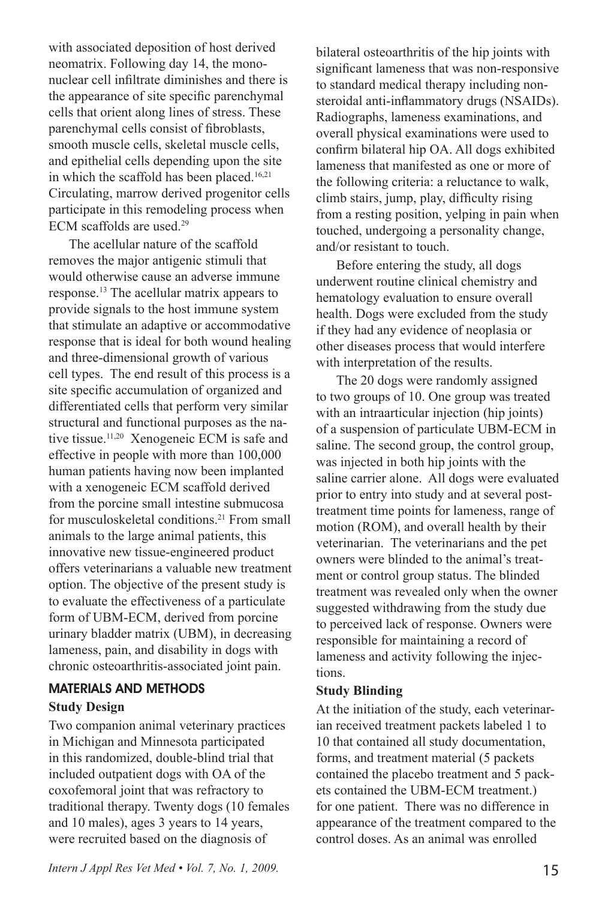with associated deposition of host derived neomatrix. Following day 14, the mononuclear cell infiltrate diminishes and there is the appearance of site specific parenchymal cells that orient along lines of stress. These parenchymal cells consist of fibroblasts, smooth muscle cells, skeletal muscle cells, and epithelial cells depending upon the site in which the scaffold has been placed.[16,21] Circulating, marrow derived progenitor cells participate in this remodeling process when ECM scaffolds are used.[29]

The acellular nature of the scaffold removes the major antigenic stimuli that would otherwise cause an adverse immune response.[13] The acellular matrix appears to provide signals to the host immune system that stimulate an adaptive or accommodative response that is ideal for both wound healing and three-dimensional growth of various cell types. The end result of this process is a site specific accumulation of organized and differentiated cells that perform very similar structural and functional purposes as the native tissue.[11,20] Xenogeneic ECM is safe and effective in people with more than 100,000 human patients having now been implanted with a xenogeneic ECM scaffold derived from the porcine small intestine submucosa for musculoskeletal conditions.[21] From small animals to the large animal patients, this innovative new tissue-engineered product offers veterinarians a valuable new treatment option. The objective of the present study is to evaluate the effectiveness of a particulate form of UBM-ECM, derived from porcine urinary bladder matrix (UBM), in decreasing lameness, pain, and disability in dogs with chronic osteoarthritis-associated joint pain.

## MATERIALS AND METHODS

### Study Design

Two companion animal veterinary practices in Michigan and Minnesota participated in this randomized, double-blind trial that included outpatient dogs with OA of the coxofemoral joint that was refractory to traditional therapy. Twenty dogs (10 females and 10 males), ages 3 years to 14 years, were recruited based on the diagnosis of bilateral osteoarthritis of the hip joints with significant lameness that was non-responsive to standard medical therapy including non-steroidal anti-inflammatory drugs (NSAIDs). Radiographs, lameness examinations, and overall physical examinations were used to confirm bilateral hip OA. All dogs exhibited lameness that manifested as one or more of the following criteria: a reluctance to walk, climb stairs, jump, play, difficulty rising from a resting position, yelping in pain when touched, undergoing a personality change, and/or resistant to touch.

Before entering the study, all dogs underwent routine clinical chemistry and hematology evaluation to ensure overall health. Dogs were excluded from the study if they had any evidence of neoplasia or other diseases process that would interfere with interpretation of the results.

The 20 dogs were randomly assigned to two groups of 10. One group was treated with an intraarticular injection (hip joints) of a suspension of particulate UBM-ECM in saline. The second group, the control group, was injected in both hip joints with the saline carrier alone. All dogs were evaluated prior to entry into study and at several post-treatment time points for lameness, range of motion (ROM), and overall health by their veterinarian. The veterinarians and the pet owners were blinded to the animal's treatment or control group status. The blinded treatment was revealed only when the owner suggested withdrawing from the study due to perceived lack of response. Owners were responsible for maintaining a record of lameness and activity following the injections.

### Study Blinding

At the initiation of the study, each veterinarian received treatment packets labeled 1 to 10 that contained all study documentation, forms, and treatment material (5 packets contained the placebo treatment and 5 packets contained the UBM-ECM treatment.) for one patient. There was no difference in appearance of the treatment compared to the control doses. As an animal was enrolled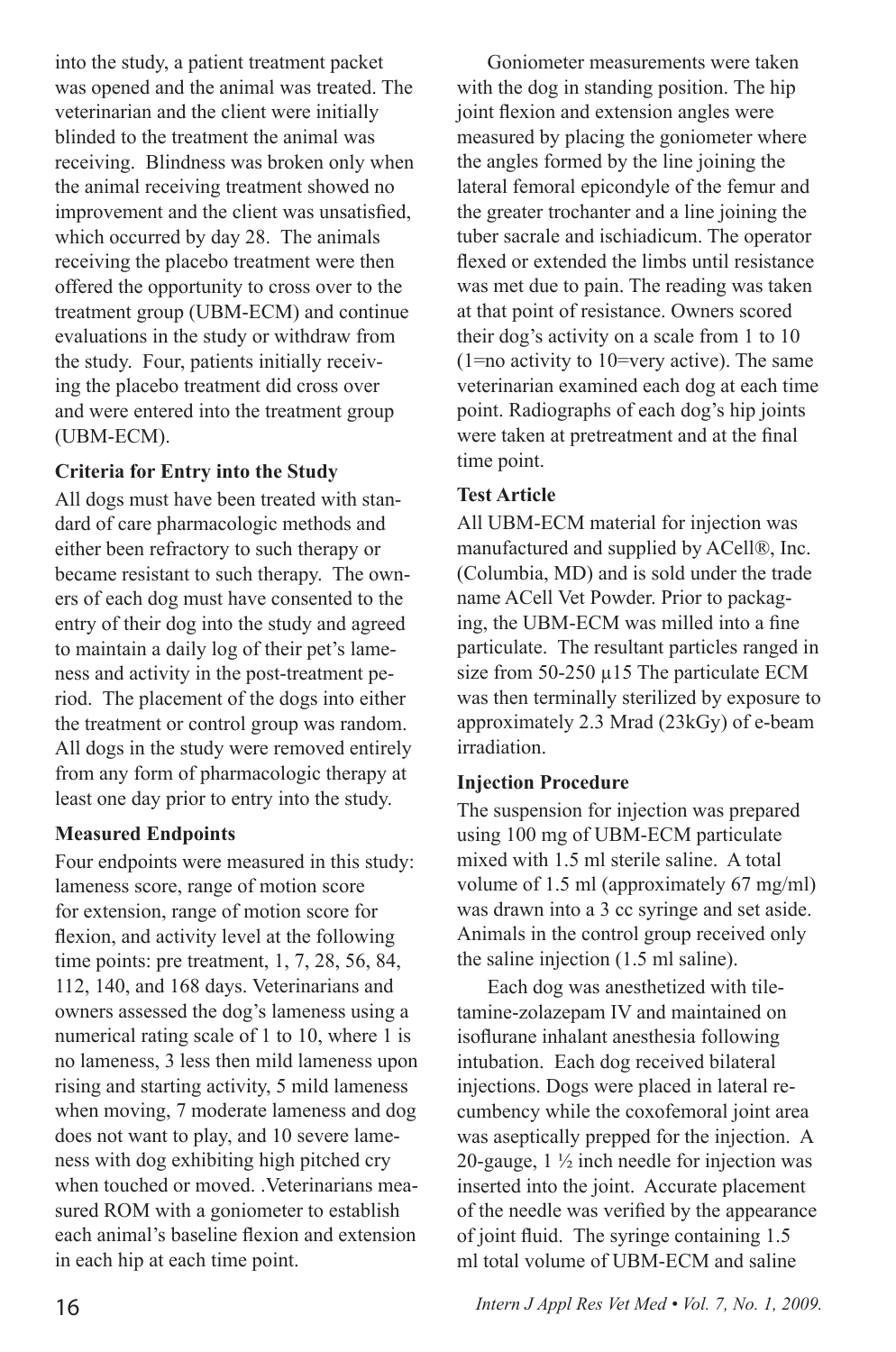into the study, a patient treatment packet was opened and the animal was treated. The veterinarian and the client were initially blinded to the treatment the animal was receiving. Blindness was broken only when the animal receiving treatment showed no improvement and the client was unsatisfied, which occurred by day 28. The animals receiving the placebo treatment were then offered the opportunity to cross over to the treatment group (UBM-ECM) and continue evaluations in the study or withdraw from the study. Four, patients initially receiving the placebo treatment did cross over and were entered into the treatment group (UBM-ECM).

**Criteria for Entry into the Study**

All dogs must have been treated with standard of care pharmacologic methods and either been refractory to such therapy or became resistant to such therapy. The owners of each dog must have consented to the entry of their dog into the study and agreed to maintain a daily log of their pet's lameness and activity in the post-treatment period. The placement of the dogs into either the treatment or control group was random. All dogs in the study were removed entirely from any form of pharmacologic therapy at least one day prior to entry into the study.

**Measured Endpoints**

Four endpoints were measured in this study: lameness score, range of motion score for extension, range of motion score for flexion, and activity level at the following time points: pre treatment, 1, 7, 28, 56, 84, 112, 140, and 168 days. Veterinarians and owners assessed the dog's lameness using a numerical rating scale of 1 to 10, where 1 is no lameness, 3 less then mild lameness upon rising and starting activity, 5 mild lameness when moving, 7 moderate lameness and dog does not want to play, and 10 severe lameness with dog exhibiting high pitched cry when touched or moved. .Veterinarians measured ROM with a goniometer to establish each animal's baseline flexion and extension in each hip at each time point.

Goniometer measurements were taken with the dog in standing position. The hip joint flexion and extension angles were measured by placing the goniometer where the angles formed by the line joining the lateral femoral epicondyle of the femur and the greater trochanter and a line joining the tuber sacrale and ischiadicum. The operator flexed or extended the limbs until resistance was met due to pain. The reading was taken at that point of resistance. Owners scored their dog's activity on a scale from 1 to 10 (1=no activity to 10=very active). The same veterinarian examined each dog at each time point. Radiographs of each dog's hip joints were taken at pretreatment and at the final time point.

**Test Article**

All UBM-ECM material for injection was manufactured and supplied by ACell®, Inc. (Columbia, MD) and is sold under the trade name ACell Vet Powder. Prior to packaging, the UBM-ECM was milled into a fine particulate. The resultant particles ranged in size from 50-250 µ15 The particulate ECM was then terminally sterilized by exposure to approximately 2.3 Mrad (23kGy) of e-beam irradiation.

**Injection Procedure**

The suspension for injection was prepared using 100 mg of UBM-ECM particulate mixed with 1.5 ml sterile saline. A total volume of 1.5 ml (approximately 67 mg/ml) was drawn into a 3 cc syringe and set aside. Animals in the control group received only the saline injection (1.5 ml saline).

Each dog was anesthetized with tiletamine-zolazepam IV and maintained on isoflurane inhalant anesthesia following intubation. Each dog received bilateral injections. Dogs were placed in lateral recumbency while the coxofemoral joint area was aseptically prepped for the injection. A 20-gauge, 1 ½ inch needle for injection was inserted into the joint. Accurate placement of the needle was verified by the appearance of joint fluid. The syringe containing 1.5 ml total volume of UBM-ECM and saline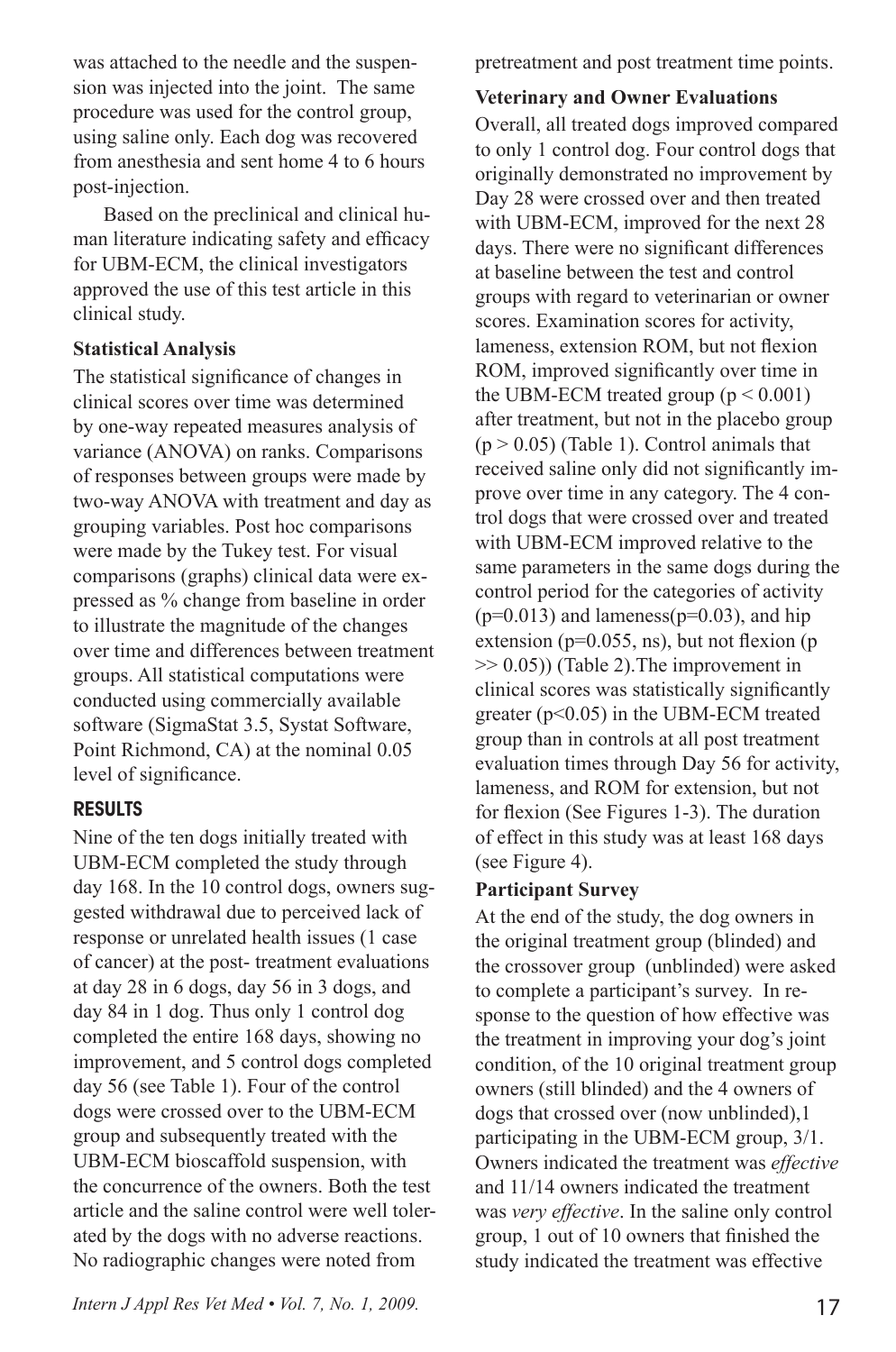was attached to the needle and the suspension was injected into the joint. The same procedure was used for the control group, using saline only. Each dog was recovered from anesthesia and sent home 4 to 6 hours post-injection.

Based on the preclinical and clinical human literature indicating safety and efficacy for UBM-ECM, the clinical investigators approved the use of this test article in this clinical study.

**Statistical Analysis**

The statistical significance of changes in clinical scores over time was determined by one-way repeated measures analysis of variance (ANOVA) on ranks. Comparisons of responses between groups were made by two-way ANOVA with treatment and day as grouping variables. Post hoc comparisons were made by the Tukey test. For visual comparisons (graphs) clinical data were expressed as % change from baseline in order to illustrate the magnitude of the changes over time and differences between treatment groups. All statistical computations were conducted using commercially available software (SigmaStat 3.5, Systat Software, Point Richmond, CA) at the nominal 0.05 level of significance.

## RESULTS

Nine of the ten dogs initially treated with UBM-ECM completed the study through day 168. In the 10 control dogs, owners suggested withdrawal due to perceived lack of response or unrelated health issues (1 case of cancer) at the post- treatment evaluations at day 28 in 6 dogs, day 56 in 3 dogs, and day 84 in 1 dog. Thus only 1 control dog completed the entire 168 days, showing no improvement, and 5 control dogs completed day 56 (see Table 1). Four of the control dogs were crossed over to the UBM-ECM group and subsequently treated with the UBM-ECM bioscaffold suspension, with the concurrence of the owners. Both the test article and the saline control were well tolerated by the dogs with no adverse reactions. No radiographic changes were noted from pretreatment and post treatment time points.

**Veterinary and Owner Evaluations**

Overall, all treated dogs improved compared to only 1 control dog. Four control dogs that originally demonstrated no improvement by Day 28 were crossed over and then treated with UBM-ECM, improved for the next 28 days. There were no significant differences at baseline between the test and control groups with regard to veterinarian or owner scores. Examination scores for activity, lameness, extension ROM, but not flexion ROM, improved significantly over time in the UBM-ECM treated group ($p < 0.001$) after treatment, but not in the placebo group ($p > 0.05$) (Table 1). Control animals that received saline only did not significantly improve over time in any category. The 4 control dogs that were crossed over and treated with UBM-ECM improved relative to the same parameters in the same dogs during the control period for the categories of activity ($p=0.013$) and lameness($p=0.03$), and hip extension ($p=0.055$, ns), but not flexion ($p >> 0.05$)) (Table 2).The improvement in clinical scores was statistically significantly greater ($p<0.05$) in the UBM-ECM treated group than in controls at all post treatment evaluation times through Day 56 for activity, lameness, and ROM for extension, but not for flexion (See Figures 1-3). The duration of effect in this study was at least 168 days (see Figure 4).

**Participant Survey**

At the end of the study, the dog owners in the original treatment group (blinded) and the crossover group (unblinded) were asked to complete a participant's survey. In response to the question of how effective was the treatment in improving your dog's joint condition, of the 10 original treatment group owners (still blinded) and the 4 owners of dogs that crossed over (now unblinded),1 participating in the UBM-ECM group, 3/1. Owners indicated the treatment was *effective* and 11/14 owners indicated the treatment was *very effective*. In the saline only control group, 1 out of 10 owners that finished the study indicated the treatment was effective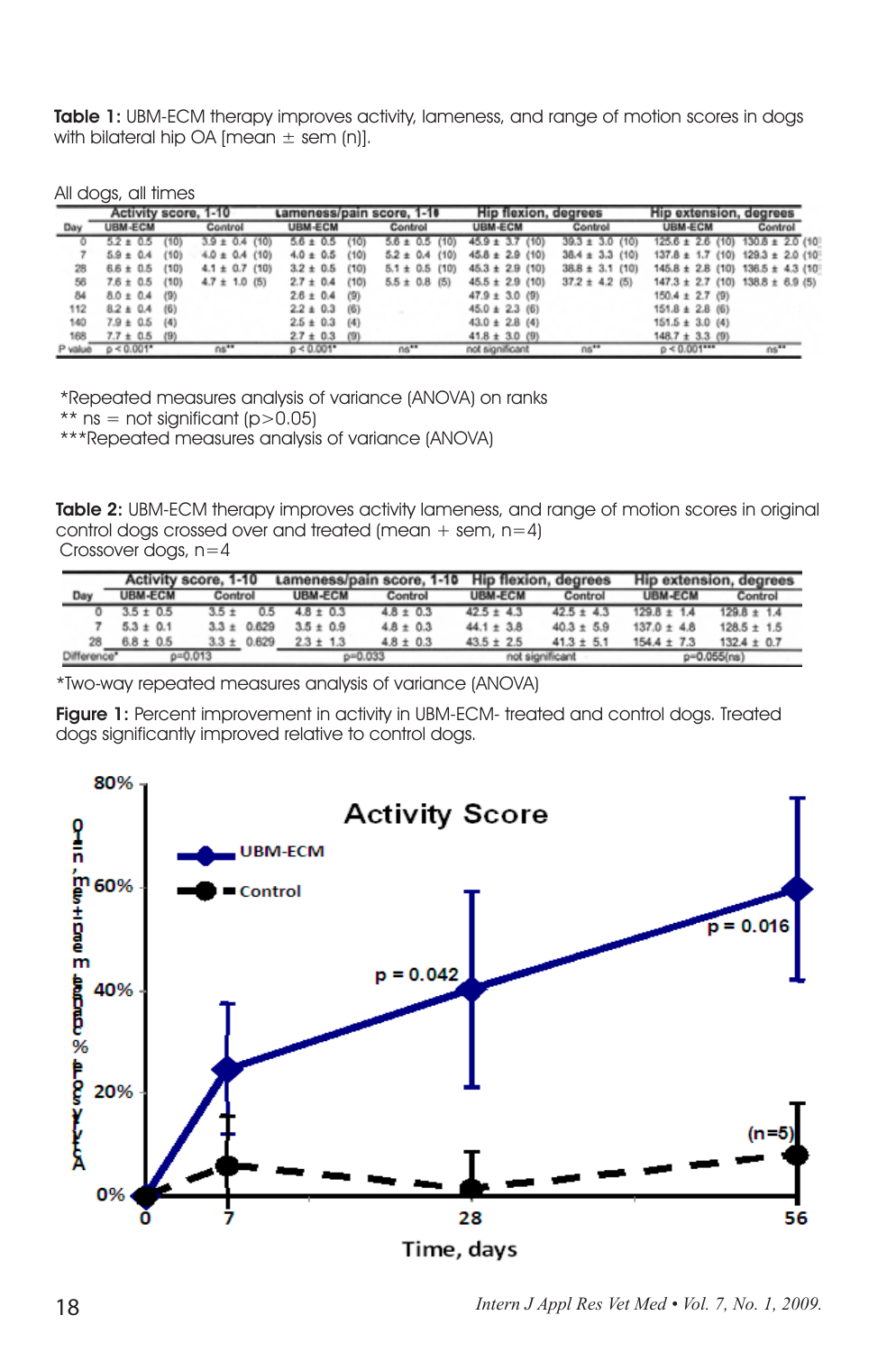**Table 1:** UBM-ECM therapy improves activity, lameness, and range of motion scores in dogs with bilateral hip OA [mean ± sem (n)].

All dogs, all times

| Day | Activity score, 1-10 | | Lameness/pain score, 1-10 | | Hip flexion, degrees | | Hip extension, degrees | |
|---|---|---|---|---|---|---|---|---|
| | UBM-ECM | Control | UBM-ECM | Control | UBM-ECM | Control | UBM-ECM | Control |
| 0 | 5.2 ± 0.5 (10) | 3.9 ± 0.4 (10) | 5.6 ± 0.5 (10) | 5.6 ± 0.5 (10) | 45.9 ± 3.7 (10) | 39.3 ± 3.0 (10) | 125.6 ± 2.6 (10) | 130.8 ± 2.0 (10) |
| 7 | 5.9 ± 0.4 (10) | 4.0 ± 0.4 (10) | 4.0 ± 0.5 (10) | 5.2 ± 0.4 (10) | 45.8 ± 2.9 (10) | 38.4 ± 3.3 (10) | 137.8 ± 1.7 (10) | 129.3 ± 2.0 (10) |
| 28 | 6.6 ± 0.5 (10) | 4.1 ± 0.7 (10) | 3.2 ± 0.5 (10) | 5.1 ± 0.5 (10) | 45.3 ± 2.9 (10) | 38.8 ± 3.1 (10) | 145.8 ± 2.8 (10) | 136.5 ± 4.3 (10) |
| 56 | 7.6 ± 0.5 (10) | 4.7 ± 1.0 (5) | 2.7 ± 0.4 (10) | 5.5 ± 0.8 (5) | 45.5 ± 2.9 (10) | 37.2 ± 4.2 (5) | 147.3 ± 2.7 (10) | 138.8 ± 6.9 (5) |
| 84 | 8.0 ± 0.4 (9) | | 2.6 ± 0.4 (9) | | 47.9 ± 3.0 (9) | | 150.4 ± 2.7 (9) | |
| 112 | 8.2 ± 0.4 (6) | | 2.2 ± 0.3 (6) | | 45.0 ± 2.3 (6) | | 151.8 ± 2.8 (6) | |
| 140 | 7.9 ± 0.5 (4) | | 2.5 ± 0.3 (4) | | 43.0 ± 2.8 (4) | | 151.5 ± 3.0 (4) | |
| 168 | 7.7 ± 0.5 (9) | | 2.7 ± 0.3 (9) | | 41.8 ± 3.0 (9) | | 148.7 ± 3.3 (9) | |
| P value | p < 0.001* | ns** | p < 0.001* | ns** | not significant | ns** | p < 0.001*** | ns** |

*Repeated measures analysis of variance (ANOVA) on ranks
** ns = not significant (p>0.05)
***Repeated measures analysis of variance (ANOVA)

**Table 2:** UBM-ECM therapy improves activity lameness, and range of motion scores in original control dogs crossed over and treated (mean + sem, n=4)
Crossover dogs, n=4

| Day | Activity score, 1-10 | | Lameness/pain score, 1-10 | | Hip flexion, degrees | | Hip extension, degrees | |
|---|---|---|---|---|---|---|---|---|
| | UBM-ECM | Control | UBM-ECM | Control | UBM-ECM | Control | UBM-ECM | Control |
| 0 | 3.5 ± 0.5 | 3.5 ± 0.5 | 4.8 ± 0.3 | 4.8 ± 0.3 | 42.5 ± 4.3 | 42.5 ± 4.3 | 129.8 ± 1.4 | 129.8 ± 1.4 |
| 7 | 5.3 ± 0.1 | 3.3 ± 0.629 | 3.5 ± 0.9 | 4.8 ± 0.3 | 44.1 ± 3.8 | 40.3 ± 5.9 | 137.0 ± 4.8 | 128.5 ± 1.5 |
| 28 | 6.8 ± 0.5 | 3.3 ± 0.629 | 2.3 ± 1.3 | 4.8 ± 0.3 | 43.5 ± 2.5 | 41.3 ± 5.1 | 154.4 ± 7.3 | 132.4 ± 0.7 |
| Difference* | p=0.013 | | p=0.033 | | not significant | | p=0.055(ns) | |

*Two-way repeated measures analysis of variance (ANOVA)

**Figure 1:** Percent improvement in activity in UBM-ECM- treated and control dogs. Treated dogs significantly improved relative to control dogs.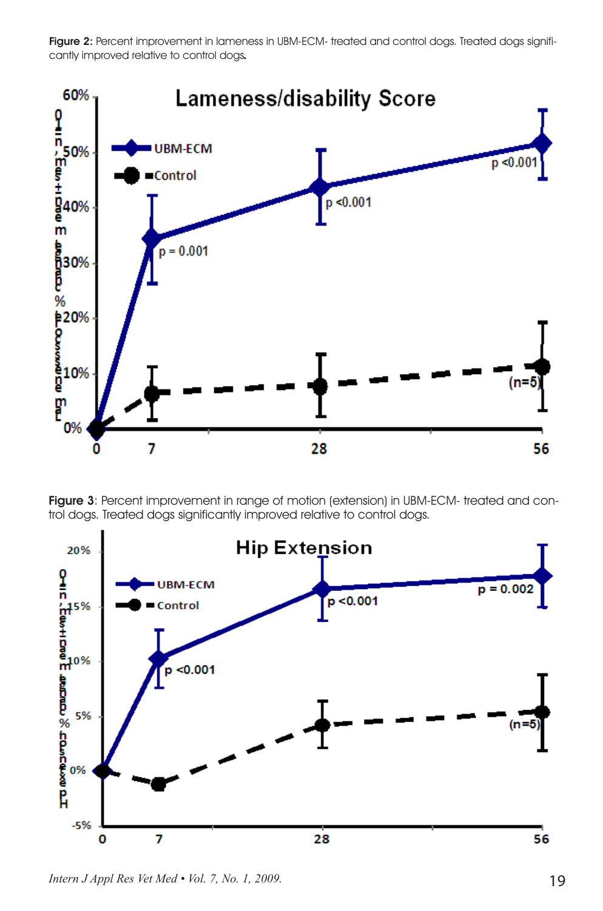**Figure 2:** Percent improvement in lameness in UBM-ECM- treated and control dogs. Treated dogs significantly improved relative to control dogs.

**Figure 3**: Percent improvement in range of motion (extension) in UBM-ECM- treated and control dogs. Treated dogs significantly improved relative to control dogs.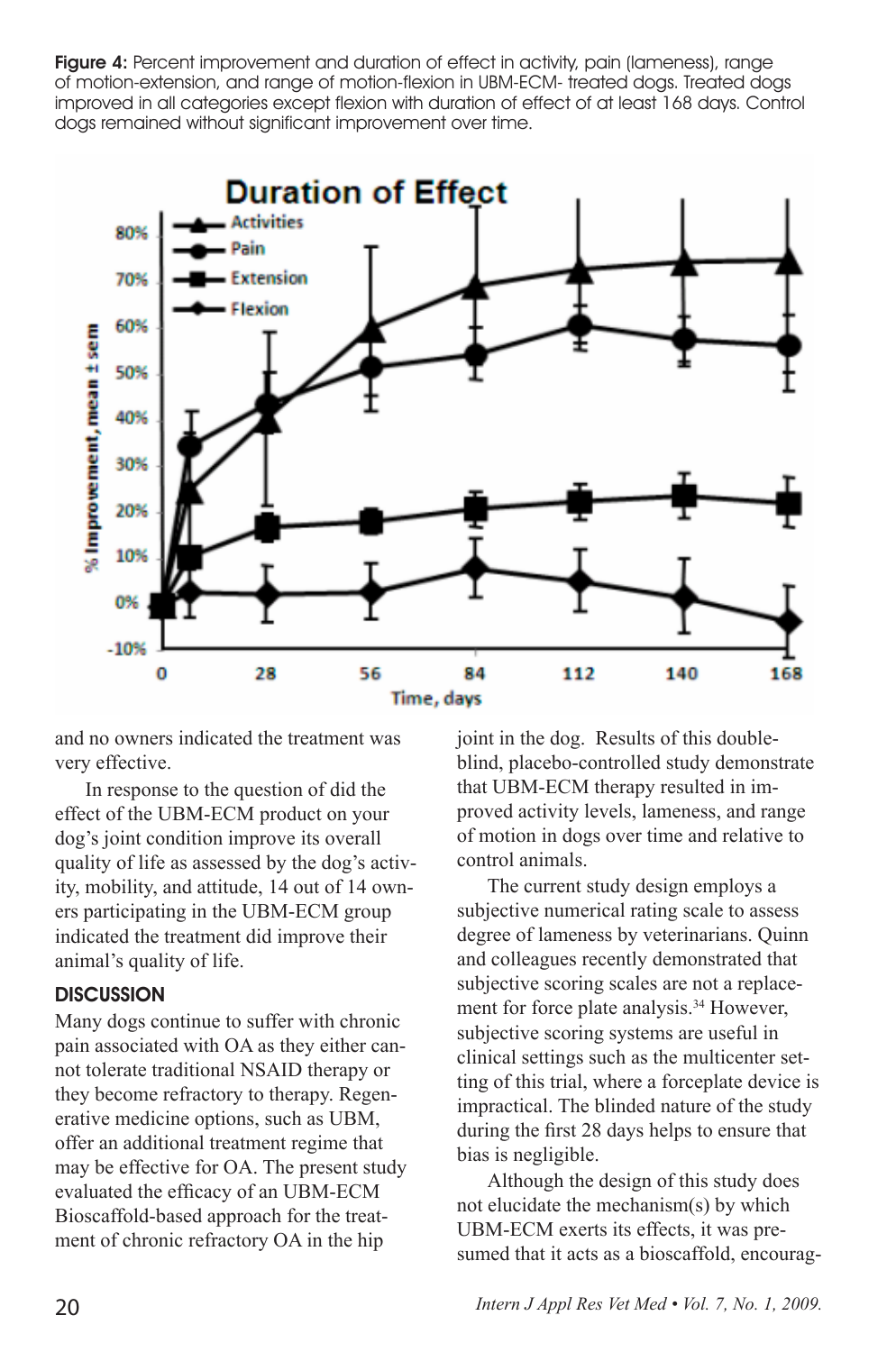**Figure 4:** Percent improvement and duration of effect in activity, pain (lameness), range of motion-extension, and range of motion-flexion in UBM-ECM- treated dogs. Treated dogs improved in all categories except flexion with duration of effect of at least 168 days. Control dogs remained without significant improvement over time.

and no owners indicated the treatment was very effective.

In response to the question of did the effect of the UBM-ECM product on your dog's joint condition improve its overall quality of life as assessed by the dog's activity, mobility, and attitude, 14 out of 14 owners participating in the UBM-ECM group indicated the treatment did improve their animal's quality of life.

## DISCUSSION

Many dogs continue to suffer with chronic pain associated with OA as they either cannot tolerate traditional NSAID therapy or they become refractory to therapy. Regenerative medicine options, such as UBM, offer an additional treatment regime that may be effective for OA. The present study evaluated the efficacy of an UBM-ECM Bioscaffold-based approach for the treatment of chronic refractory OA in the hip joint in the dog. Results of this double-blind, placebo-controlled study demonstrate that UBM-ECM therapy resulted in improved activity levels, lameness, and range of motion in dogs over time and relative to control animals.

The current study design employs a subjective numerical rating scale to assess degree of lameness by veterinarians. Quinn and colleagues recently demonstrated that subjective scoring scales are not a replacement for force plate analysis.[34] However, subjective scoring systems are useful in clinical settings such as the multicenter setting of this trial, where a forceplate device is impractical. The blinded nature of the study during the first 28 days helps to ensure that bias is negligible.

Although the design of this study does not elucidate the mechanism(s) by which UBM-ECM exerts its effects, it was presumed that it acts as a bioscaffold, encourag-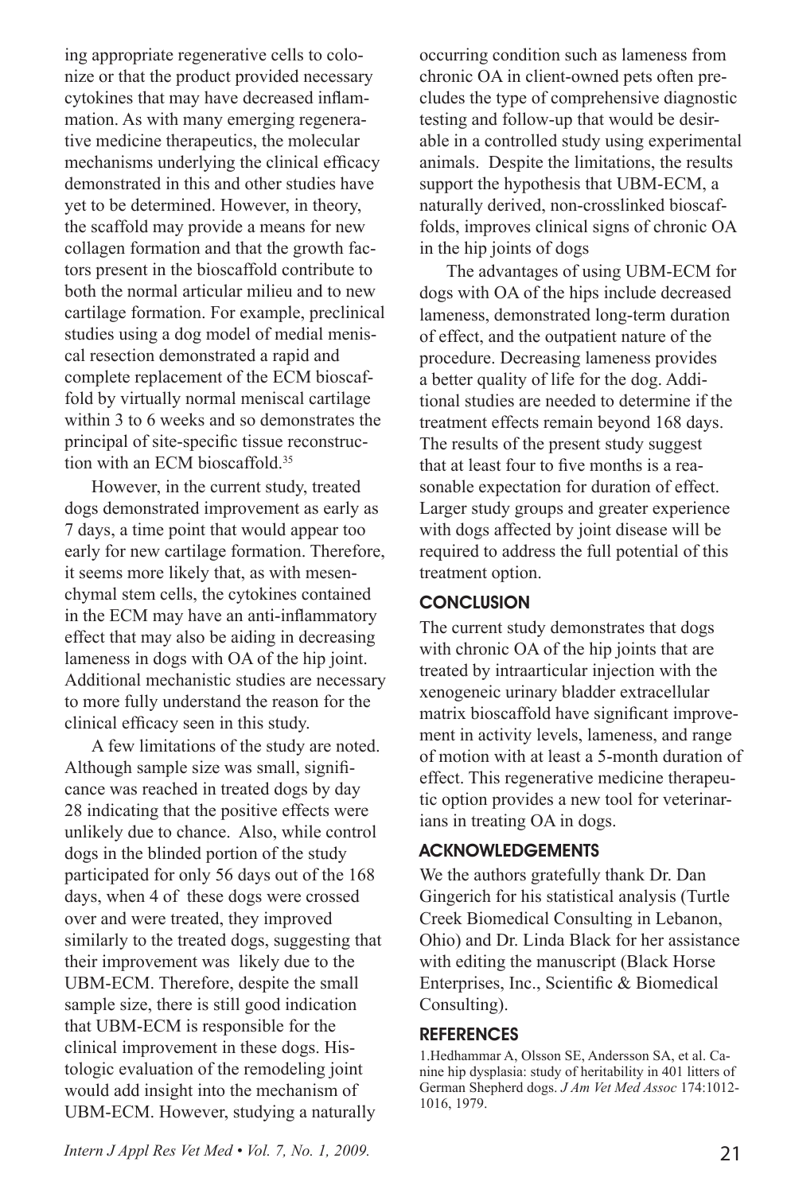ing appropriate regenerative cells to colonize or that the product provided necessary cytokines that may have decreased inflammation. As with many emerging regenerative medicine therapeutics, the molecular mechanisms underlying the clinical efficacy demonstrated in this and other studies have yet to be determined. However, in theory, the scaffold may provide a means for new collagen formation and that the growth factors present in the bioscaffold contribute to both the normal articular milieu and to new cartilage formation. For example, preclinical studies using a dog model of medial meniscal resection demonstrated a rapid and complete replacement of the ECM bioscaffold by virtually normal meniscal cartilage within 3 to 6 weeks and so demonstrates the principal of site-specific tissue reconstruction with an ECM bioscaffold.[35]

However, in the current study, treated dogs demonstrated improvement as early as 7 days, a time point that would appear too early for new cartilage formation. Therefore, it seems more likely that, as with mesenchymal stem cells, the cytokines contained in the ECM may have an anti-inflammatory effect that may also be aiding in decreasing lameness in dogs with OA of the hip joint. Additional mechanistic studies are necessary to more fully understand the reason for the clinical efficacy seen in this study.

A few limitations of the study are noted. Although sample size was small, significance was reached in treated dogs by day 28 indicating that the positive effects were unlikely due to chance. Also, while control dogs in the blinded portion of the study participated for only 56 days out of the 168 days, when 4 of these dogs were crossed over and were treated, they improved similarly to the treated dogs, suggesting that their improvement was likely due to the UBM-ECM. Therefore, despite the small sample size, there is still good indication that UBM-ECM is responsible for the clinical improvement in these dogs. Histologic evaluation of the remodeling joint would add insight into the mechanism of UBM-ECM. However, studying a naturally occurring condition such as lameness from chronic OA in client-owned pets often precludes the type of comprehensive diagnostic testing and follow-up that would be desirable in a controlled study using experimental animals. Despite the limitations, the results support the hypothesis that UBM-ECM, a naturally derived, non-crosslinked bioscaffolds, improves clinical signs of chronic OA in the hip joints of dogs

The advantages of using UBM-ECM for dogs with OA of the hips include decreased lameness, demonstrated long-term duration of effect, and the outpatient nature of the procedure. Decreasing lameness provides a better quality of life for the dog. Additional studies are needed to determine if the treatment effects remain beyond 168 days. The results of the present study suggest that at least four to five months is a reasonable expectation for duration of effect. Larger study groups and greater experience with dogs affected by joint disease will be required to address the full potential of this treatment option.

## CONCLUSION

The current study demonstrates that dogs with chronic OA of the hip joints that are treated by intraarticular injection with the xenogeneic urinary bladder extracellular matrix bioscaffold have significant improvement in activity levels, lameness, and range of motion with at least a 5-month duration of effect. This regenerative medicine therapeutic option provides a new tool for veterinarians in treating OA in dogs.

## ACKNOWLEDGEMENTS

We the authors gratefully thank Dr. Dan Gingerich for his statistical analysis (Turtle Creek Biomedical Consulting in Lebanon, Ohio) and Dr. Linda Black for her assistance with editing the manuscript (Black Horse Enterprises, Inc., Scientific & Biomedical Consulting).

## REFERENCES

1.Hedhammar A, Olsson SE, Andersson SA, et al. Canine hip dysplasia: study of heritability in 401 litters of German Shepherd dogs. *J Am Vet Med Assoc* 174:1012-1016, 1979.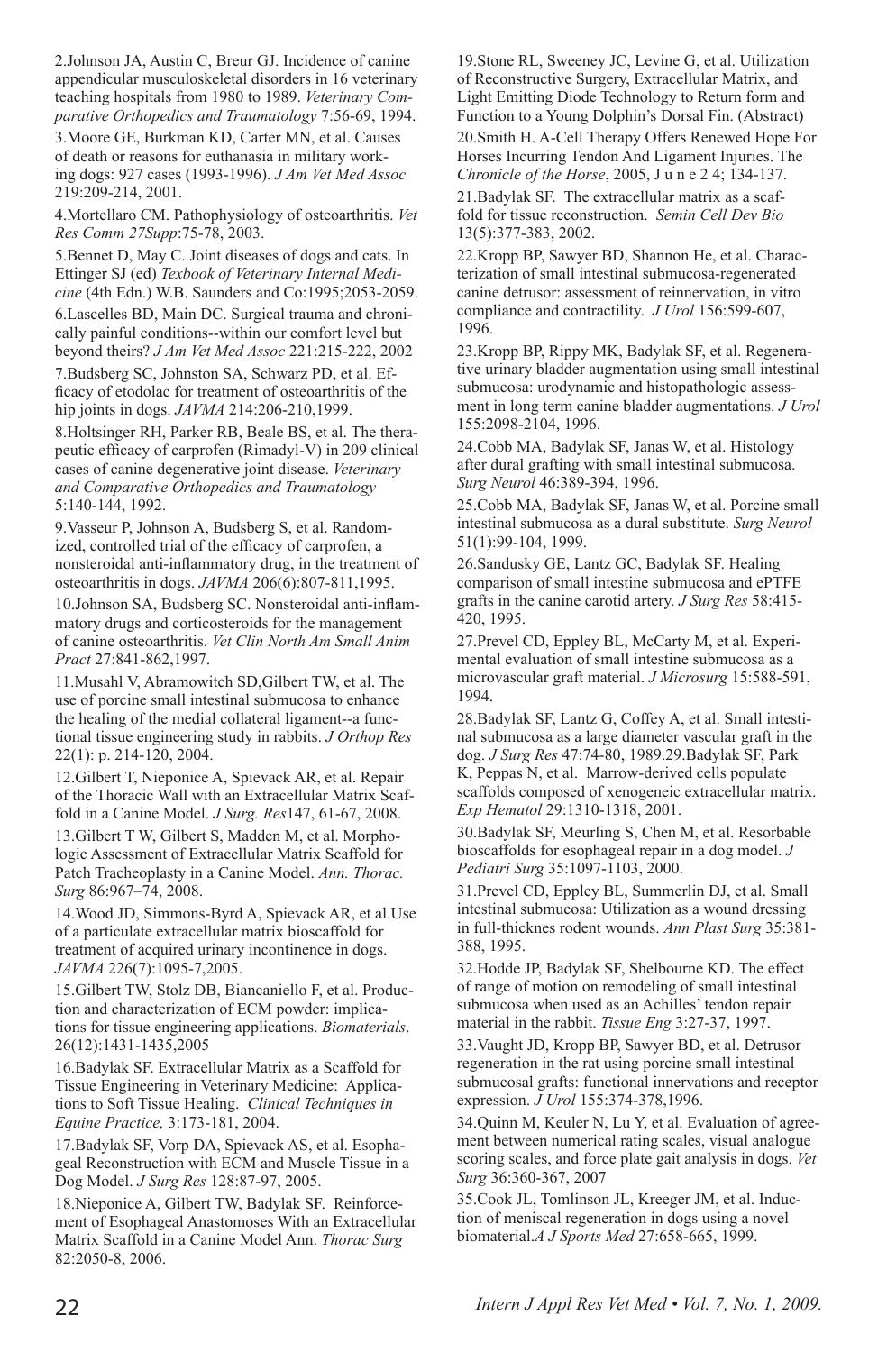2.Johnson JA, Austin C, Breur GJ. Incidence of canine appendicular musculoskeletal disorders in 16 veterinary teaching hospitals from 1980 to 1989. *Veterinary Comparative Orthopedics and Traumatology* 7:56-69, 1994.

3.Moore GE, Burkman KD, Carter MN, et al. Causes of death or reasons for euthanasia in military working dogs: 927 cases (1993-1996). *J Am Vet Med Assoc* 219:209-214, 2001.

4.Mortellaro CM. Pathophysiology of osteoarthritis. *Vet Res Comm 27Supp*:75-78, 2003.

5.Bennet D, May C. Joint diseases of dogs and cats. In Ettinger SJ (ed) *Texbook of Veterinary Internal Medicine* (4th Edn.) W.B. Saunders and Co:1995;2053-2059.

6.Lascelles BD, Main DC. Surgical trauma and chronically painful conditions--within our comfort level but beyond theirs? *J Am Vet Med Assoc* 221:215-222, 2002

7.Budsberg SC, Johnston SA, Schwarz PD, et al. Efficacy of etodolac for treatment of osteoarthritis of the hip joints in dogs. *JAVMA* 214:206-210,1999.

8.Holtsinger RH, Parker RB, Beale BS, et al. The therapeutic efficacy of carprofen (Rimadyl-V) in 209 clinical cases of canine degenerative joint disease. *Veterinary and Comparative Orthopedics and Traumatology* 5:140-144, 1992.

9.Vasseur P, Johnson A, Budsberg S, et al. Randomized, controlled trial of the efficacy of carprofen, a nonsteroidal anti-inflammatory drug, in the treatment of osteoarthritis in dogs. *JAVMA* 206(6):807-811,1995.

10.Johnson SA, Budsberg SC. Nonsteroidal anti-inflammatory drugs and corticosteroids for the management of canine osteoarthritis. *Vet Clin North Am Small Anim Pract* 27:841-862,1997.

11.Musahl V, Abramowitch SD,Gilbert TW, et al. The use of porcine small intestinal submucosa to enhance the healing of the medial collateral ligament--a functional tissue engineering study in rabbits. *J Orthop Res* 22(1): p. 214-120, 2004.

12.Gilbert T, Nieponice A, Spievack AR, et al. Repair of the Thoracic Wall with an Extracellular Matrix Scaffold in a Canine Model. *J Surg. Res*147, 61-67, 2008.

13.Gilbert T W, Gilbert S, Madden M, et al. Morphologic Assessment of Extracellular Matrix Scaffold for Patch Tracheoplasty in a Canine Model. *Ann. Thorac. Surg* 86:967–74, 2008.

14.Wood JD, Simmons-Byrd A, Spievack AR, et al.Use of a particulate extracellular matrix bioscaffold for treatment of acquired urinary incontinence in dogs. *JAVMA* 226(7):1095-7,2005.

15.Gilbert TW, Stolz DB, Biancaniello F, et al. Production and characterization of ECM powder: implications for tissue engineering applications. *Biomaterials*. 26(12):1431-1435,2005

16.Badylak SF. Extracellular Matrix as a Scaffold for Tissue Engineering in Veterinary Medicine: Applications to Soft Tissue Healing. *Clinical Techniques in Equine Practice,* 3:173-181, 2004.

17.Badylak SF, Vorp DA, Spievack AS, et al. Esophageal Reconstruction with ECM and Muscle Tissue in a Dog Model. *J Surg Res* 128:87-97, 2005.

18.Nieponice A, Gilbert TW, Badylak SF. Reinforcement of Esophageal Anastomoses With an Extracellular Matrix Scaffold in a Canine Model Ann. *Thorac Surg* 82:2050-8, 2006.

19.Stone RL, Sweeney JC, Levine G, et al. Utilization of Reconstructive Surgery, Extracellular Matrix, and Light Emitting Diode Technology to Return form and Function to a Young Dolphin's Dorsal Fin. (Abstract)

20.Smith H. A-Cell Therapy Offers Renewed Hope For Horses Incurring Tendon And Ligament Injuries. The *Chronicle of the Horse*, 2005, J u n e 2 4; 134-137.

21.Badylak SF. The extracellular matrix as a scaffold for tissue reconstruction. *Semin Cell Dev Bio* 13(5):377-383, 2002.

22.Kropp BP, Sawyer BD, Shannon He, et al. Characterization of small intestinal submucosa-regenerated canine detrusor: assessment of reinnervation, in vitro compliance and contractility. *J Urol* 156:599-607, 1996.

23.Kropp BP, Rippy MK, Badylak SF, et al. Regenerative urinary bladder augmentation using small intestinal submucosa: urodynamic and histopathologic assessment in long term canine bladder augmentations. *J Urol* 155:2098-2104, 1996.

24.Cobb MA, Badylak SF, Janas W, et al. Histology after dural grafting with small intestinal submucosa. *Surg Neurol* 46:389-394, 1996.

25.Cobb MA, Badylak SF, Janas W, et al. Porcine small intestinal submucosa as a dural substitute. *Surg Neurol* 51(1):99-104, 1999.

26.Sandusky GE, Lantz GC, Badylak SF. Healing comparison of small intestine submucosa and ePTFE grafts in the canine carotid artery. *J Surg Res* 58:415-420, 1995.

27.Prevel CD, Eppley BL, McCarty M, et al. Experimental evaluation of small intestine submucosa as a microvascular graft material. *J Microsurg* 15:588-591, 1994.

28.Badylak SF, Lantz G, Coffey A, et al. Small intestinal submucosa as a large diameter vascular graft in the dog. *J Surg Res* 47:74-80, 1989.

29.Badylak SF, Park K, Peppas N, et al. Marrow-derived cells populate scaffolds composed of xenogeneic extracellular matrix. *Exp Hematol* 29:1310-1318, 2001.

30.Badylak SF, Meurling S, Chen M, et al. Resorbable bioscaffolds for esophageal repair in a dog model. *J Pediatri Surg* 35:1097-1103, 2000.

31.Prevel CD, Eppley BL, Summerlin DJ, et al. Small intestinal submucosa: Utilization as a wound dressing in full-thicknes rodent wounds. *Ann Plast Surg* 35:381-388, 1995.

32.Hodde JP, Badylak SF, Shelbourne KD. The effect of range of motion on remodeling of small intestinal submucosa when used as an Achilles' tendon repair material in the rabbit. *Tissue Eng* 3:27-37, 1997.

33.Vaught JD, Kropp BP, Sawyer BD, et al. Detrusor regeneration in the rat using porcine small intestinal submucosal grafts: functional innervations and receptor expression. *J Urol* 155:374-378,1996.

34.Quinn M, Keuler N, Lu Y, et al. Evaluation of agreement between numerical rating scales, visual analogue scoring scales, and force plate gait analysis in dogs. *Vet Surg* 36:360-367, 2007

35.Cook JL, Tomlinson JL, Kreeger JM, et al. Induction of meniscal regeneration in dogs using a novel biomaterial.*A J Sports Med* 27:658-665, 1999.